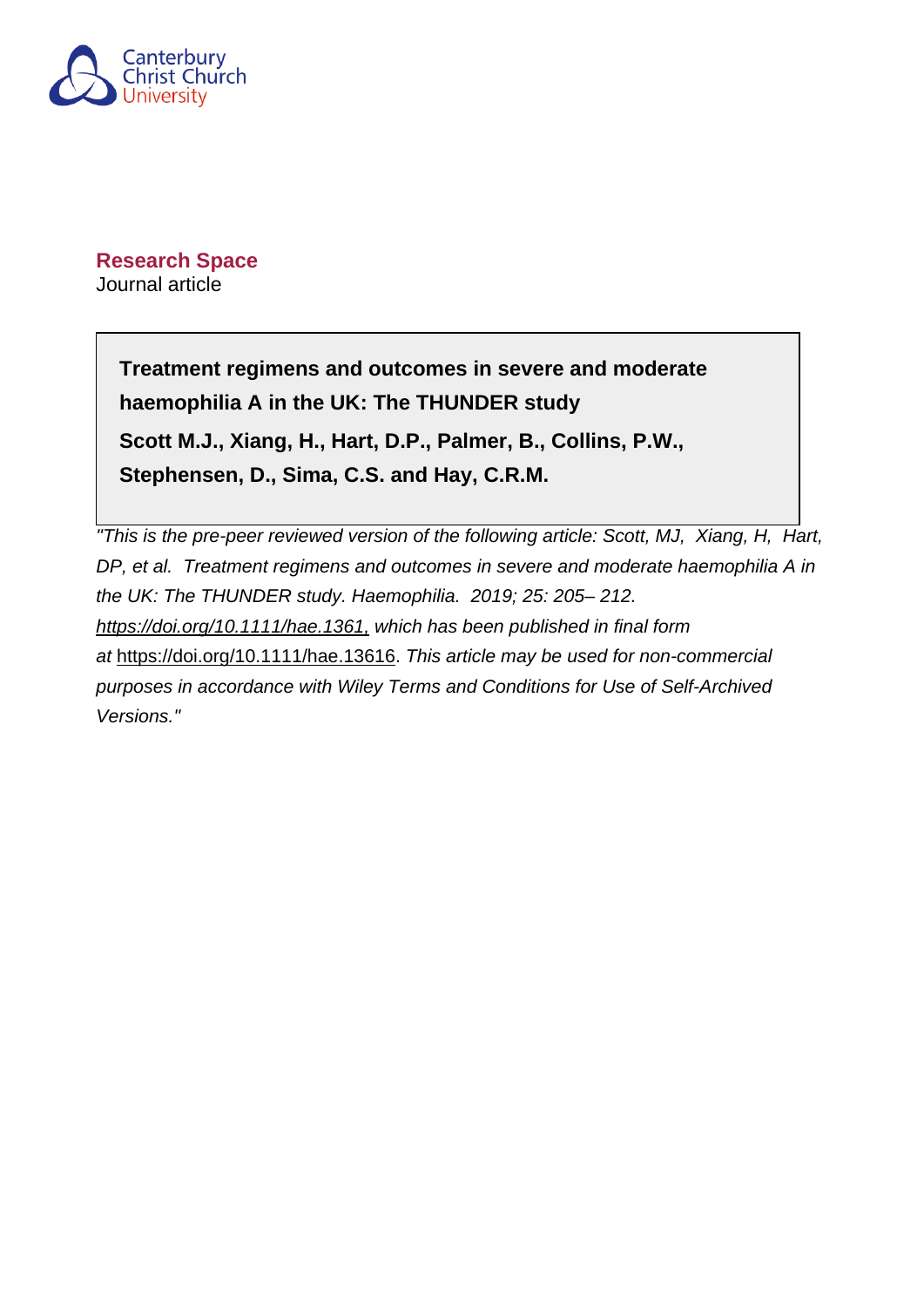Canterbury Christ Church University

**Research Space**

Journal article

**Treatment regimens and outcomes in severe and moderate haemophilia A in the UK: The THUNDER study**

**Scott M.J., Xiang, H., Hart, D.P., Palmer, B., Collins, P.W., Stephensen, D., Sima, C.S. and Hay, C.R.M.**

*"This is the pre-peer reviewed version of the following article: Scott, MJ, Xiang, H, Hart, DP, et al. Treatment regimens and outcomes in severe and moderate haemophilia A in the UK: The THUNDER study. Haemophilia. 2019; 25: 205– 212. https://doi.org/10.1111/hae.1361, which has been published in final form at* https://doi.org/10.1111/hae.13616*. This article may be used for non-commercial purposes in accordance with Wiley Terms and Conditions for Use of Self-Archived Versions."*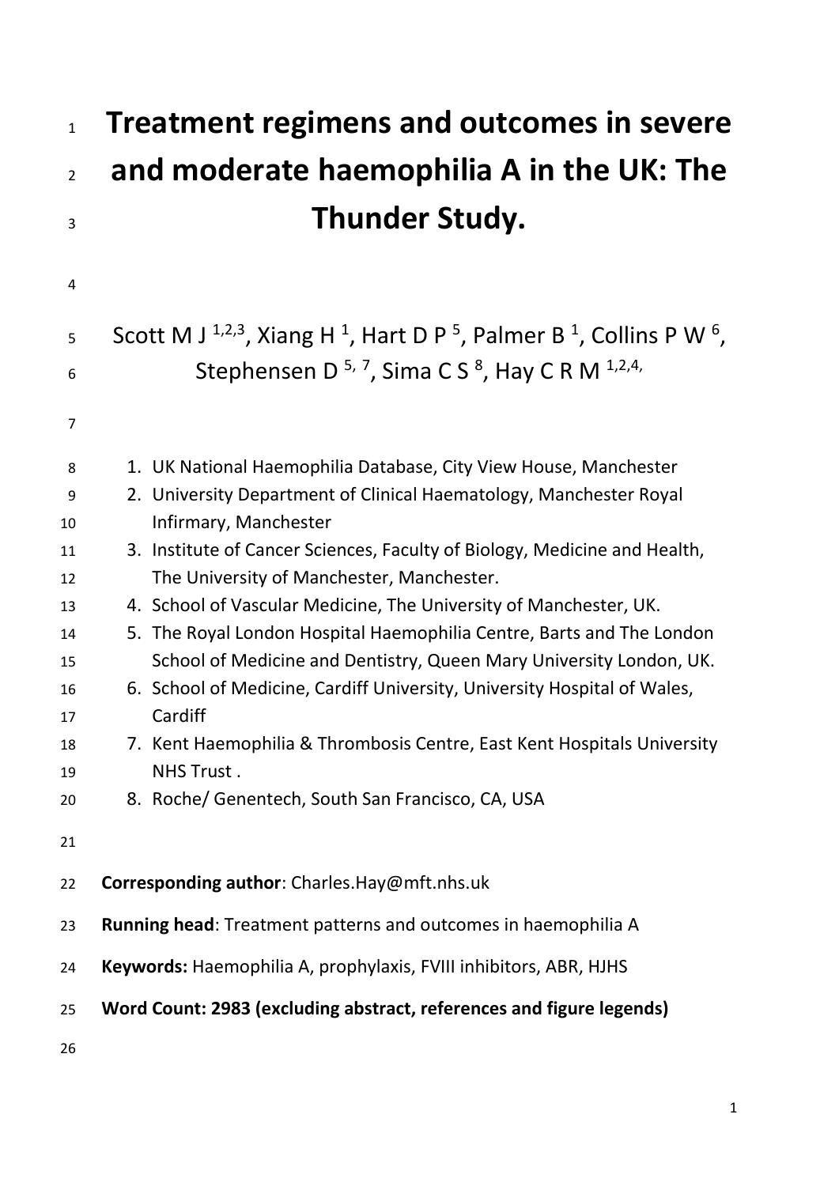# Treatment regimens and outcomes in severe and moderate haemophilia A in the UK: The Thunder Study.

Scott M J [1,2,3], Xiang H [1], Hart D P [5], Palmer B [1], Collins P W [6], Stephensen D [5, 7], Sima C S [8], Hay C R M [1,2,4,]

1. UK National Haemophilia Database, City View House, Manchester
2. University Department of Clinical Haematology, Manchester Royal Infirmary, Manchester
3. Institute of Cancer Sciences, Faculty of Biology, Medicine and Health, The University of Manchester, Manchester.
4. School of Vascular Medicine, The University of Manchester, UK.
5. The Royal London Hospital Haemophilia Centre, Barts and The London School of Medicine and Dentistry, Queen Mary University London, UK.
6. School of Medicine, Cardiff University, University Hospital of Wales, Cardiff
7. Kent Haemophilia & Thrombosis Centre, East Kent Hospitals University NHS Trust .
8. Roche/ Genentech, South San Francisco, CA, USA

**Corresponding author**: Charles.Hay@mft.nhs.uk

**Running head**: Treatment patterns and outcomes in haemophilia A

**Keywords:** Haemophilia A, prophylaxis, FVIII inhibitors, ABR, HJHS

**Word Count: 2983 (excluding abstract, references and figure legends)**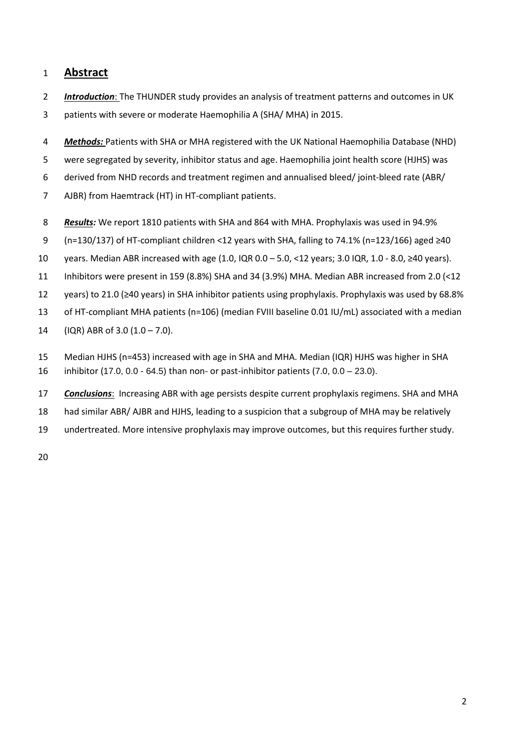## Abstract

***Introduction***: The THUNDER study provides an analysis of treatment patterns and outcomes in UK patients with severe or moderate Haemophilia A (SHA/ MHA) in 2015.

***Methods:*** Patients with SHA or MHA registered with the UK National Haemophilia Database (NHD) were segregated by severity, inhibitor status and age. Haemophilia joint health score (HJHS) was derived from NHD records and treatment regimen and annualised bleed/ joint-bleed rate (ABR/ AJBR) from Haemtrack (HT) in HT-compliant patients.

***Results:*** We report 1810 patients with SHA and 864 with MHA. Prophylaxis was used in 94.9% (n=130/137) of HT-compliant children <12 years with SHA, falling to 74.1% (n=123/166) aged ≥40 years. Median ABR increased with age (1.0, IQR 0.0 – 5.0, <12 years; 3.0 IQR, 1.0 - 8.0, ≥40 years). Inhibitors were present in 159 (8.8%) SHA and 34 (3.9%) MHA. Median ABR increased from 2.0 (<12 years) to 21.0 (≥40 years) in SHA inhibitor patients using prophylaxis. Prophylaxis was used by 68.8% of HT-compliant MHA patients (n=106) (median FVIII baseline 0.01 IU/mL) associated with a median (IQR) ABR of 3.0 (1.0 – 7.0).

Median HJHS (n=453) increased with age in SHA and MHA. Median (IQR) HJHS was higher in SHA inhibitor (17.0, 0.0 - 64.5) than non- or past-inhibitor patients (7.0, 0.0 – 23.0).

***Conclusions***: Increasing ABR with age persists despite current prophylaxis regimens. SHA and MHA had similar ABR/ AJBR and HJHS, leading to a suspicion that a subgroup of MHA may be relatively undertreated. More intensive prophylaxis may improve outcomes, but this requires further study.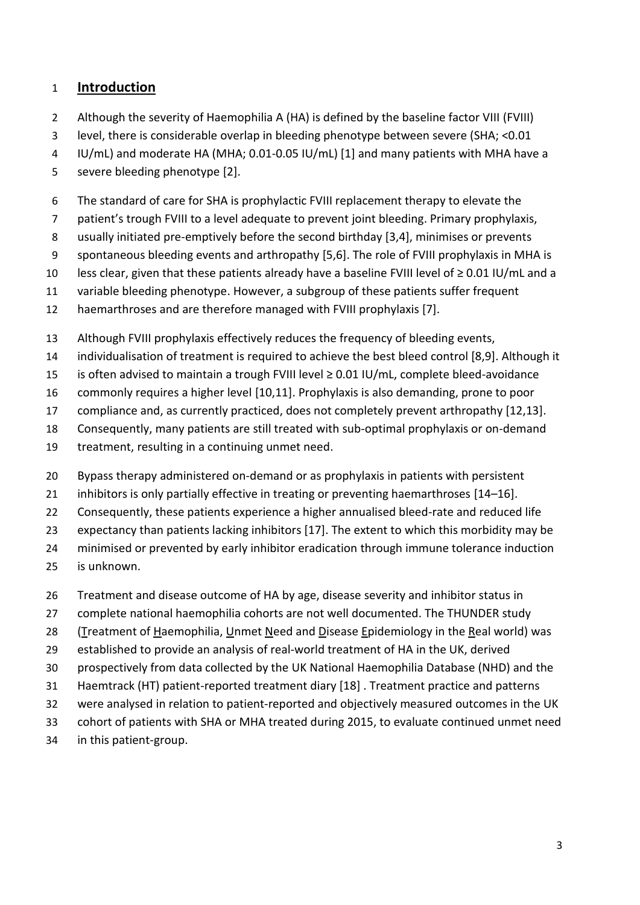## Introduction

Although the severity of Haemophilia A (HA) is defined by the baseline factor VIII (FVIII) level, there is considerable overlap in bleeding phenotype between severe (SHA; <0.01 IU/mL) and moderate HA (MHA; 0.01-0.05 IU/mL) [1] and many patients with MHA have a severe bleeding phenotype [2].

The standard of care for SHA is prophylactic FVIII replacement therapy to elevate the patient's trough FVIII to a level adequate to prevent joint bleeding. Primary prophylaxis, usually initiated pre-emptively before the second birthday [3,4], minimises or prevents spontaneous bleeding events and arthropathy [5,6]. The role of FVIII prophylaxis in MHA is less clear, given that these patients already have a baseline FVIII level of ≥ 0.01 IU/mL and a variable bleeding phenotype. However, a subgroup of these patients suffer frequent haemarthroses and are therefore managed with FVIII prophylaxis [7].

Although FVIII prophylaxis effectively reduces the frequency of bleeding events, individualisation of treatment is required to achieve the best bleed control [8,9]. Although it is often advised to maintain a trough FVIII level ≥ 0.01 IU/mL, complete bleed-avoidance commonly requires a higher level [10,11]. Prophylaxis is also demanding, prone to poor compliance and, as currently practiced, does not completely prevent arthropathy [12,13]. Consequently, many patients are still treated with sub-optimal prophylaxis or on-demand treatment, resulting in a continuing unmet need.

Bypass therapy administered on-demand or as prophylaxis in patients with persistent inhibitors is only partially effective in treating or preventing haemarthroses [14–16]. Consequently, these patients experience a higher annualised bleed-rate and reduced life expectancy than patients lacking inhibitors [17]. The extent to which this morbidity may be minimised or prevented by early inhibitor eradication through immune tolerance induction is unknown.

Treatment and disease outcome of HA by age, disease severity and inhibitor status in complete national haemophilia cohorts are not well documented. The THUNDER study (Treatment of Haemophilia, Unmet Need and Disease Epidemiology in the Real world) was established to provide an analysis of real-world treatment of HA in the UK, derived prospectively from data collected by the UK National Haemophilia Database (NHD) and the Haemtrack (HT) patient-reported treatment diary [18] . Treatment practice and patterns were analysed in relation to patient-reported and objectively measured outcomes in the UK cohort of patients with SHA or MHA treated during 2015, to evaluate continued unmet need in this patient-group.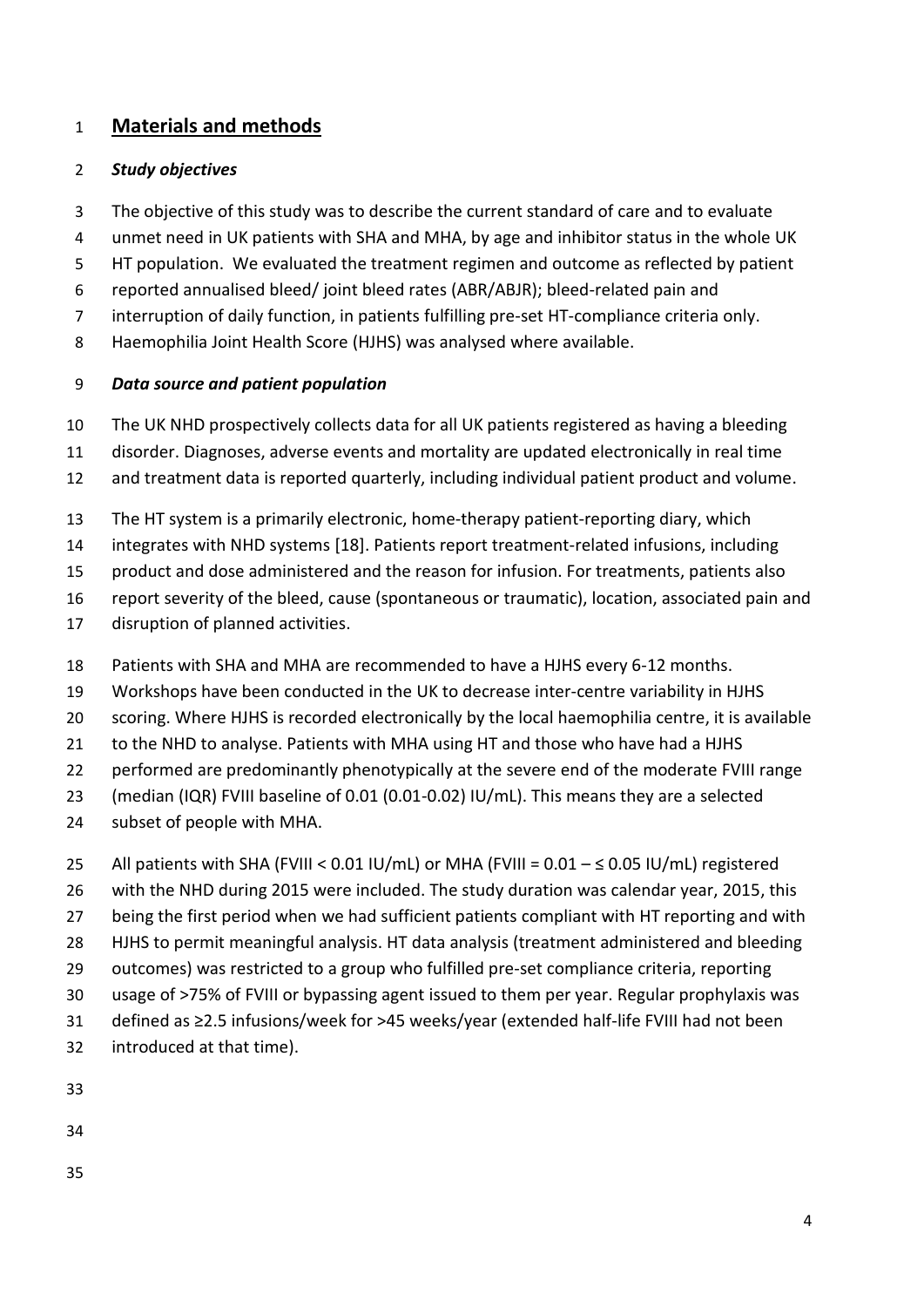## Materials and methods

### *Study objectives*

The objective of this study was to describe the current standard of care and to evaluate unmet need in UK patients with SHA and MHA, by age and inhibitor status in the whole UK HT population. We evaluated the treatment regimen and outcome as reflected by patient reported annualised bleed/ joint bleed rates (ABR/ABJR); bleed-related pain and interruption of daily function, in patients fulfilling pre-set HT-compliance criteria only. Haemophilia Joint Health Score (HJHS) was analysed where available.

### *Data source and patient population*

The UK NHD prospectively collects data for all UK patients registered as having a bleeding disorder. Diagnoses, adverse events and mortality are updated electronically in real time and treatment data is reported quarterly, including individual patient product and volume.

The HT system is a primarily electronic, home-therapy patient-reporting diary, which integrates with NHD systems [18]. Patients report treatment-related infusions, including product and dose administered and the reason for infusion. For treatments, patients also report severity of the bleed, cause (spontaneous or traumatic), location, associated pain and disruption of planned activities.

Patients with SHA and MHA are recommended to have a HJHS every 6-12 months. Workshops have been conducted in the UK to decrease inter-centre variability in HJHS scoring. Where HJHS is recorded electronically by the local haemophilia centre, it is available to the NHD to analyse. Patients with MHA using HT and those who have had a HJHS performed are predominantly phenotypically at the severe end of the moderate FVIII range (median (IQR) FVIII baseline of 0.01 (0.01-0.02) IU/mL). This means they are a selected subset of people with MHA.

All patients with SHA (FVIII $< 0.01$ IU/mL) or MHA (FVIII $= 0.01 - \leq 0.05$ IU/mL) registered with the NHD during 2015 were included. The study duration was calendar year, 2015, this being the first period when we had sufficient patients compliant with HT reporting and with HJHS to permit meaningful analysis. HT data analysis (treatment administered and bleeding outcomes) was restricted to a group who fulfilled pre-set compliance criteria, reporting usage of >75% of FVIII or bypassing agent issued to them per year. Regular prophylaxis was defined as ≥2.5 infusions/week for >45 weeks/year (extended half-life FVIII had not been introduced at that time).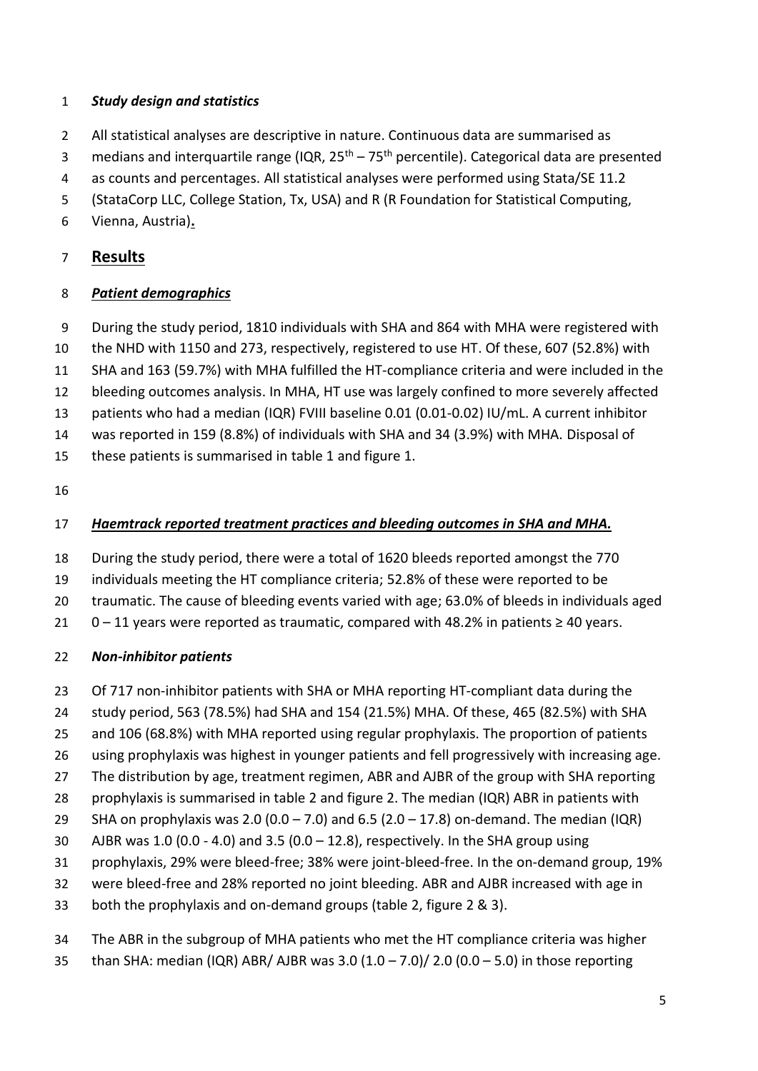### *Study design and statistics*

All statistical analyses are descriptive in nature. Continuous data are summarised as medians and interquartile range (IQR, 25th – 75th percentile). Categorical data are presented as counts and percentages. All statistical analyses were performed using Stata/SE 11.2 (StataCorp LLC, College Station, Tx, USA) and R (R Foundation for Statistical Computing, Vienna, Austria).

## Results

### *Patient demographics*

During the study period, 1810 individuals with SHA and 864 with MHA were registered with the NHD with 1150 and 273, respectively, registered to use HT. Of these, 607 (52.8%) with SHA and 163 (59.7%) with MHA fulfilled the HT-compliance criteria and were included in the bleeding outcomes analysis. In MHA, HT use was largely confined to more severely affected patients who had a median (IQR) FVIII baseline 0.01 (0.01-0.02) IU/mL. A current inhibitor was reported in 159 (8.8%) of individuals with SHA and 34 (3.9%) with MHA. Disposal of these patients is summarised in table 1 and figure 1.

### *Haemtrack reported treatment practices and bleeding outcomes in SHA and MHA.*

During the study period, there were a total of 1620 bleeds reported amongst the 770 individuals meeting the HT compliance criteria; 52.8% of these were reported to be traumatic. The cause of bleeding events varied with age; 63.0% of bleeds in individuals aged 0 – 11 years were reported as traumatic, compared with 48.2% in patients ≥ 40 years.

### *Non-inhibitor patients*

Of 717 non-inhibitor patients with SHA or MHA reporting HT-compliant data during the study period, 563 (78.5%) had SHA and 154 (21.5%) MHA. Of these, 465 (82.5%) with SHA and 106 (68.8%) with MHA reported using regular prophylaxis. The proportion of patients using prophylaxis was highest in younger patients and fell progressively with increasing age. The distribution by age, treatment regimen, ABR and AJBR of the group with SHA reporting prophylaxis is summarised in table 2 and figure 2. The median (IQR) ABR in patients with SHA on prophylaxis was 2.0 (0.0 – 7.0) and 6.5 (2.0 – 17.8) on-demand. The median (IQR) AJBR was 1.0 (0.0 - 4.0) and 3.5 (0.0 – 12.8), respectively. In the SHA group using prophylaxis, 29% were bleed-free; 38% were joint-bleed-free. In the on-demand group, 19% were bleed-free and 28% reported no joint bleeding. ABR and AJBR increased with age in both the prophylaxis and on-demand groups (table 2, figure 2 & 3).

The ABR in the subgroup of MHA patients who met the HT compliance criteria was higher than SHA: median (IQR) ABR/ AJBR was 3.0 (1.0 – 7.0)/ 2.0 (0.0 – 5.0) in those reporting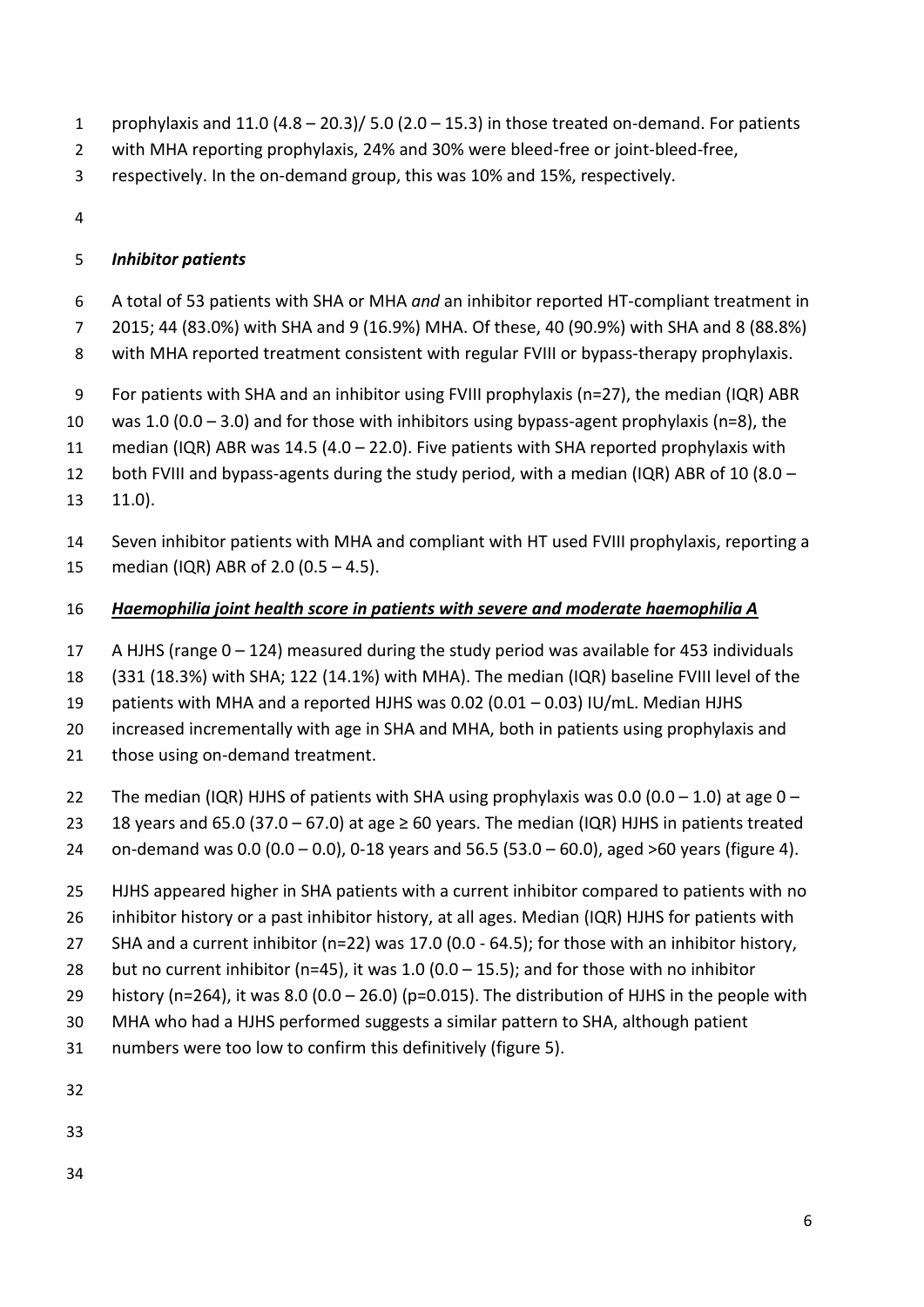prophylaxis and 11.0 (4.8 – 20.3)/ 5.0 (2.0 – 15.3) in those treated on-demand. For patients with MHA reporting prophylaxis, 24% and 30% were bleed-free or joint-bleed-free, respectively. In the on-demand group, this was 10% and 15%, respectively.

### *Inhibitor patients*

A total of 53 patients with SHA or MHA *and* an inhibitor reported HT-compliant treatment in 2015; 44 (83.0%) with SHA and 9 (16.9%) MHA. Of these, 40 (90.9%) with SHA and 8 (88.8%) with MHA reported treatment consistent with regular FVIII or bypass-therapy prophylaxis.

For patients with SHA and an inhibitor using FVIII prophylaxis (n=27), the median (IQR) ABR was 1.0 (0.0 – 3.0) and for those with inhibitors using bypass-agent prophylaxis (n=8), the median (IQR) ABR was 14.5 (4.0 – 22.0). Five patients with SHA reported prophylaxis with both FVIII and bypass-agents during the study period, with a median (IQR) ABR of 10 (8.0 – 11.0).

Seven inhibitor patients with MHA and compliant with HT used FVIII prophylaxis, reporting a median (IQR) ABR of 2.0 (0.5 – 4.5).

### ***Haemophilia joint health score in patients with severe and moderate haemophilia A***

A HJHS (range 0 – 124) measured during the study period was available for 453 individuals (331 (18.3%) with SHA; 122 (14.1%) with MHA). The median (IQR) baseline FVIII level of the patients with MHA and a reported HJHS was 0.02 (0.01 – 0.03) IU/mL. Median HJHS increased incrementally with age in SHA and MHA, both in patients using prophylaxis and those using on-demand treatment.

The median (IQR) HJHS of patients with SHA using prophylaxis was 0.0 (0.0 – 1.0) at age 0 – 18 years and 65.0 (37.0 – 67.0) at age ≥ 60 years. The median (IQR) HJHS in patients treated on-demand was 0.0 (0.0 – 0.0), 0-18 years and 56.5 (53.0 – 60.0), aged >60 years (figure 4).

HJHS appeared higher in SHA patients with a current inhibitor compared to patients with no inhibitor history or a past inhibitor history, at all ages. Median (IQR) HJHS for patients with SHA and a current inhibitor (n=22) was 17.0 (0.0 - 64.5); for those with an inhibitor history, but no current inhibitor (n=45), it was 1.0 (0.0 – 15.5); and for those with no inhibitor history (n=264), it was 8.0 (0.0 – 26.0) (p=0.015). The distribution of HJHS in the people with MHA who had a HJHS performed suggests a similar pattern to SHA, although patient numbers were too low to confirm this definitively (figure 5).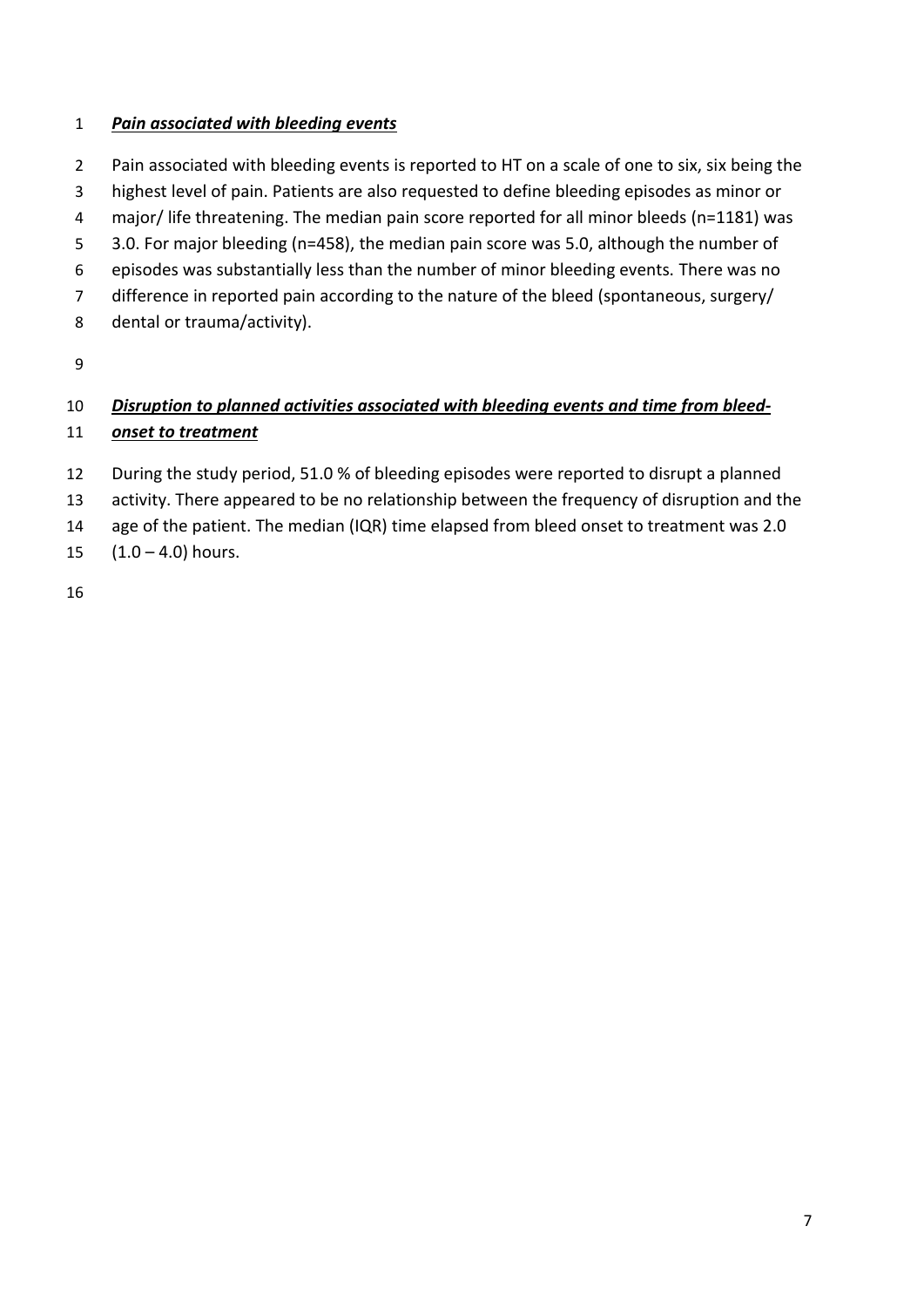### ***Pain associated with bleeding events***

Pain associated with bleeding events is reported to HT on a scale of one to six, six being the highest level of pain. Patients are also requested to define bleeding episodes as minor or major/ life threatening. The median pain score reported for all minor bleeds (n=1181) was 3.0. For major bleeding (n=458), the median pain score was 5.0, although the number of episodes was substantially less than the number of minor bleeding events. There was no difference in reported pain according to the nature of the bleed (spontaneous, surgery/ dental or trauma/activity).

### ***Disruption to planned activities associated with bleeding events and time from bleed-onset to treatment***

During the study period, 51.0 % of bleeding episodes were reported to disrupt a planned activity. There appeared to be no relationship between the frequency of disruption and the age of the patient. The median (IQR) time elapsed from bleed onset to treatment was 2.0 (1.0 – 4.0) hours.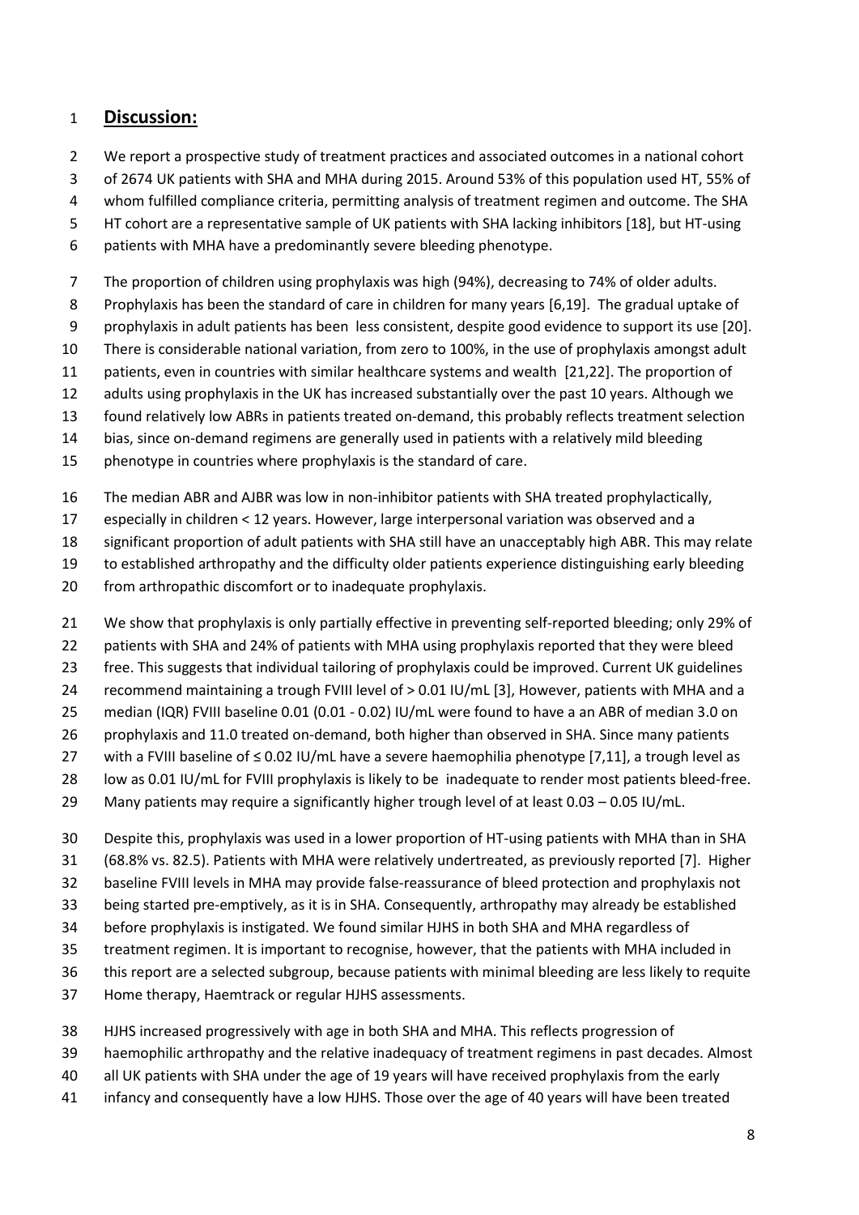## Discussion:

We report a prospective study of treatment practices and associated outcomes in a national cohort of 2674 UK patients with SHA and MHA during 2015. Around 53% of this population used HT, 55% of whom fulfilled compliance criteria, permitting analysis of treatment regimen and outcome. The SHA HT cohort are a representative sample of UK patients with SHA lacking inhibitors [18], but HT-using patients with MHA have a predominantly severe bleeding phenotype.

The proportion of children using prophylaxis was high (94%), decreasing to 74% of older adults. Prophylaxis has been the standard of care in children for many years [6,19]. The gradual uptake of prophylaxis in adult patients has been less consistent, despite good evidence to support its use [20]. There is considerable national variation, from zero to 100%, in the use of prophylaxis amongst adult patients, even in countries with similar healthcare systems and wealth [21,22]. The proportion of adults using prophylaxis in the UK has increased substantially over the past 10 years. Although we found relatively low ABRs in patients treated on-demand, this probably reflects treatment selection bias, since on-demand regimens are generally used in patients with a relatively mild bleeding phenotype in countries where prophylaxis is the standard of care.

The median ABR and AJBR was low in non-inhibitor patients with SHA treated prophylactically, especially in children < 12 years. However, large interpersonal variation was observed and a significant proportion of adult patients with SHA still have an unacceptably high ABR. This may relate to established arthropathy and the difficulty older patients experience distinguishing early bleeding from arthropathic discomfort or to inadequate prophylaxis.

We show that prophylaxis is only partially effective in preventing self-reported bleeding; only 29% of patients with SHA and 24% of patients with MHA using prophylaxis reported that they were bleed free. This suggests that individual tailoring of prophylaxis could be improved. Current UK guidelines recommend maintaining a trough FVIII level of > 0.01 IU/mL [3], However, patients with MHA and a median (IQR) FVIII baseline 0.01 (0.01 - 0.02) IU/mL were found to have a an ABR of median 3.0 on prophylaxis and 11.0 treated on-demand, both higher than observed in SHA. Since many patients with a FVIII baseline of ≤ 0.02 IU/mL have a severe haemophilia phenotype [7,11], a trough level as low as 0.01 IU/mL for FVIII prophylaxis is likely to be inadequate to render most patients bleed-free. Many patients may require a significantly higher trough level of at least 0.03 – 0.05 IU/mL.

Despite this, prophylaxis was used in a lower proportion of HT-using patients with MHA than in SHA (68.8% vs. 82.5). Patients with MHA were relatively undertreated, as previously reported [7]. Higher baseline FVIII levels in MHA may provide false-reassurance of bleed protection and prophylaxis not being started pre-emptively, as it is in SHA. Consequently, arthropathy may already be established before prophylaxis is instigated. We found similar HJHS in both SHA and MHA regardless of treatment regimen. It is important to recognise, however, that the patients with MHA included in this report are a selected subgroup, because patients with minimal bleeding are less likely to requite Home therapy, Haemtrack or regular HJHS assessments.

HJHS increased progressively with age in both SHA and MHA. This reflects progression of haemophilic arthropathy and the relative inadequacy of treatment regimens in past decades. Almost all UK patients with SHA under the age of 19 years will have received prophylaxis from the early infancy and consequently have a low HJHS. Those over the age of 40 years will have been treated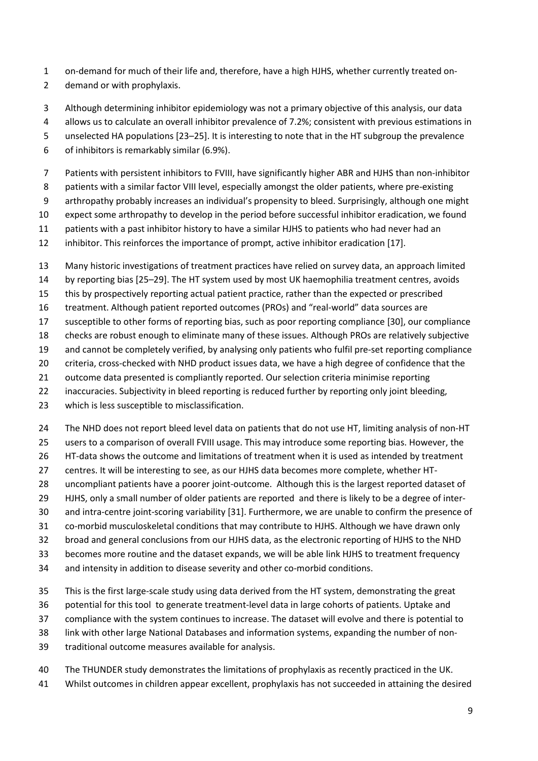on-demand for much of their life and, therefore, have a high HJHS, whether currently treated on-demand or with prophylaxis.

Although determining inhibitor epidemiology was not a primary objective of this analysis, our data allows us to calculate an overall inhibitor prevalence of 7.2%; consistent with previous estimations in unselected HA populations [23–25]. It is interesting to note that in the HT subgroup the prevalence of inhibitors is remarkably similar (6.9%).

Patients with persistent inhibitors to FVIII, have significantly higher ABR and HJHS than non-inhibitor patients with a similar factor VIII level, especially amongst the older patients, where pre-existing arthropathy probably increases an individual's propensity to bleed. Surprisingly, although one might expect some arthropathy to develop in the period before successful inhibitor eradication, we found patients with a past inhibitor history to have a similar HJHS to patients who had never had an inhibitor. This reinforces the importance of prompt, active inhibitor eradication [17].

Many historic investigations of treatment practices have relied on survey data, an approach limited by reporting bias [25–29]. The HT system used by most UK haemophilia treatment centres, avoids this by prospectively reporting actual patient practice, rather than the expected or prescribed treatment. Although patient reported outcomes (PROs) and "real-world" data sources are susceptible to other forms of reporting bias, such as poor reporting compliance [30], our compliance checks are robust enough to eliminate many of these issues. Although PROs are relatively subjective and cannot be completely verified, by analysing only patients who fulfil pre-set reporting compliance criteria, cross-checked with NHD product issues data, we have a high degree of confidence that the outcome data presented is compliantly reported. Our selection criteria minimise reporting inaccuracies. Subjectivity in bleed reporting is reduced further by reporting only joint bleeding, which is less susceptible to misclassification.

The NHD does not report bleed level data on patients that do not use HT, limiting analysis of non-HT users to a comparison of overall FVIII usage. This may introduce some reporting bias. However, the HT-data shows the outcome and limitations of treatment when it is used as intended by treatment centres. It will be interesting to see, as our HJHS data becomes more complete, whether HT-uncompliant patients have a poorer joint-outcome. Although this is the largest reported dataset of HJHS, only a small number of older patients are reported and there is likely to be a degree of inter- and intra-centre joint-scoring variability [31]. Furthermore, we are unable to confirm the presence of co-morbid musculoskeletal conditions that may contribute to HJHS. Although we have drawn only broad and general conclusions from our HJHS data, as the electronic reporting of HJHS to the NHD becomes more routine and the dataset expands, we will be able link HJHS to treatment frequency and intensity in addition to disease severity and other co-morbid conditions.

This is the first large-scale study using data derived from the HT system, demonstrating the great potential for this tool to generate treatment-level data in large cohorts of patients. Uptake and compliance with the system continues to increase. The dataset will evolve and there is potential to link with other large National Databases and information systems, expanding the number of non-traditional outcome measures available for analysis.

The THUNDER study demonstrates the limitations of prophylaxis as recently practiced in the UK. Whilst outcomes in children appear excellent, prophylaxis has not succeeded in attaining the desired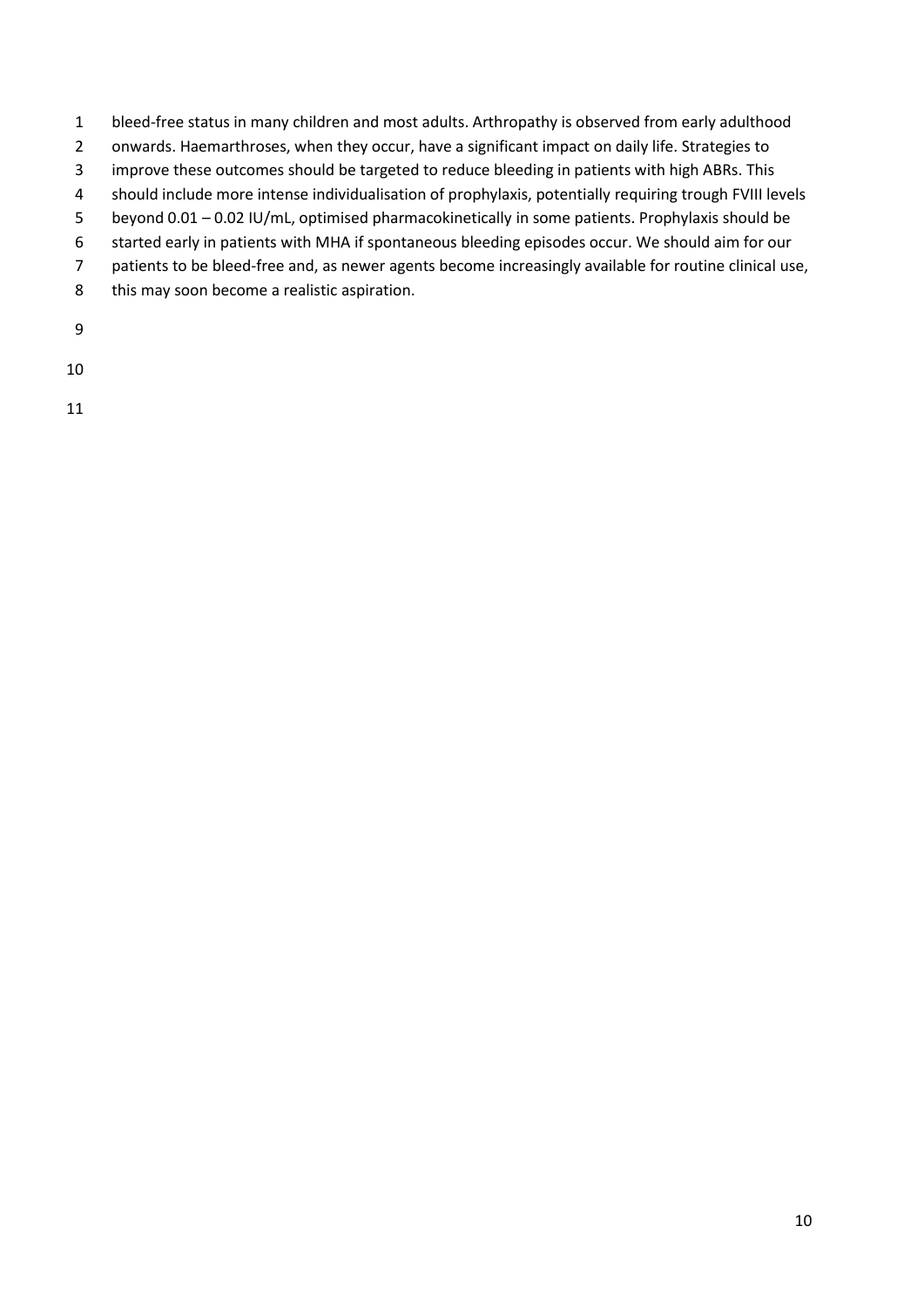bleed-free status in many children and most adults. Arthropathy is observed from early adulthood onwards. Haemarthroses, when they occur, have a significant impact on daily life. Strategies to improve these outcomes should be targeted to reduce bleeding in patients with high ABRs. This should include more intense individualisation of prophylaxis, potentially requiring trough FVIII levels beyond 0.01 – 0.02 IU/mL, optimised pharmacokinetically in some patients. Prophylaxis should be started early in patients with MHA if spontaneous bleeding episodes occur. We should aim for our patients to be bleed-free and, as newer agents become increasingly available for routine clinical use, this may soon become a realistic aspiration.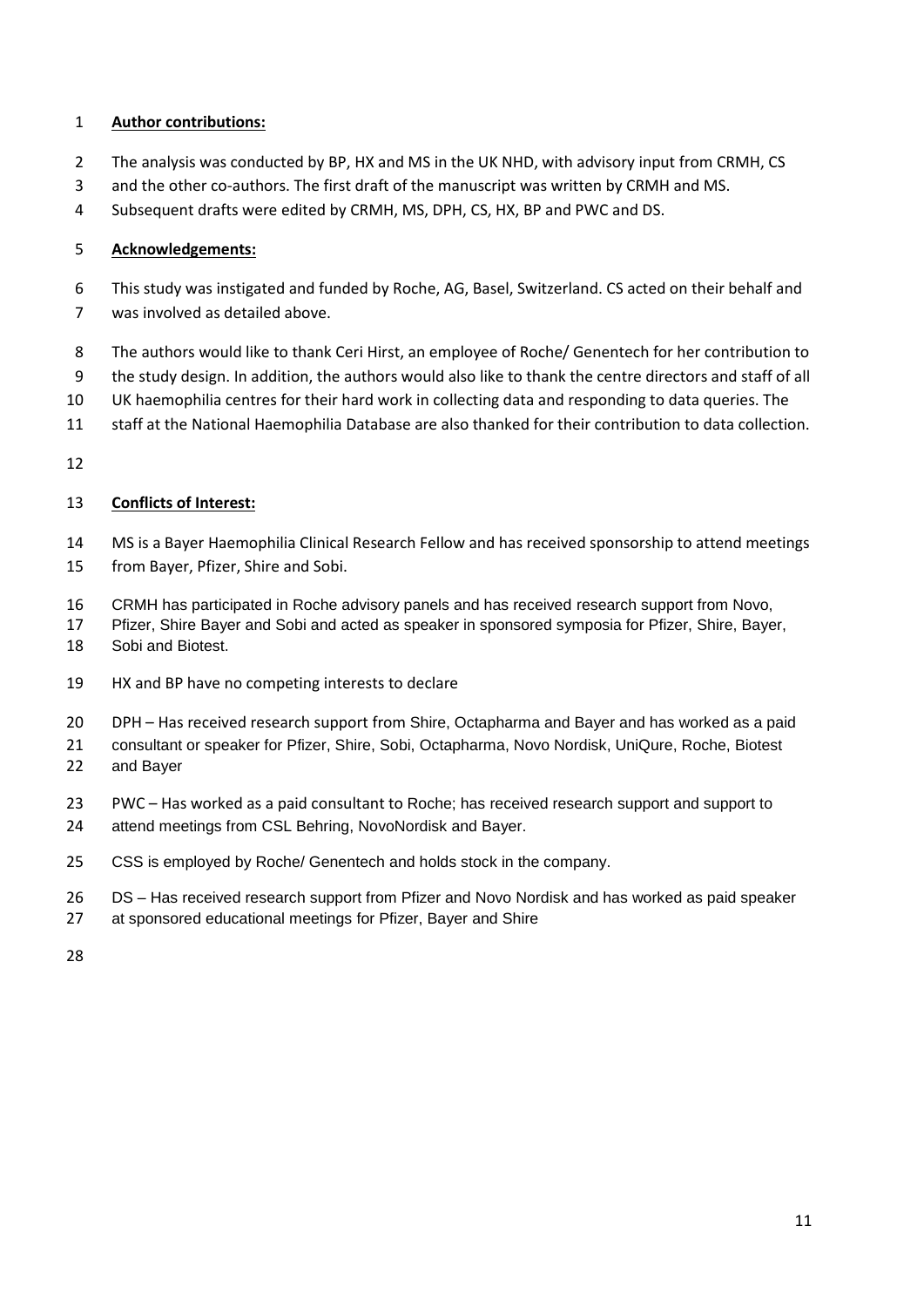**Author contributions:**

The analysis was conducted by BP, HX and MS in the UK NHD, with advisory input from CRMH, CS and the other co-authors. The first draft of the manuscript was written by CRMH and MS. Subsequent drafts were edited by CRMH, MS, DPH, CS, HX, BP and PWC and DS.

**Acknowledgements:**

This study was instigated and funded by Roche, AG, Basel, Switzerland. CS acted on their behalf and was involved as detailed above.

The authors would like to thank Ceri Hirst, an employee of Roche/ Genentech for her contribution to the study design. In addition, the authors would also like to thank the centre directors and staff of all UK haemophilia centres for their hard work in collecting data and responding to data queries. The staff at the National Haemophilia Database are also thanked for their contribution to data collection.

**Conflicts of Interest:**

MS is a Bayer Haemophilia Clinical Research Fellow and has received sponsorship to attend meetings from Bayer, Pfizer, Shire and Sobi.

CRMH has participated in Roche advisory panels and has received research support from Novo, Pfizer, Shire Bayer and Sobi and acted as speaker in sponsored symposia for Pfizer, Shire, Bayer, Sobi and Biotest.

HX and BP have no competing interests to declare

DPH – Has received research support from Shire, Octapharma and Bayer and has worked as a paid consultant or speaker for Pfizer, Shire, Sobi, Octapharma, Novo Nordisk, UniQure, Roche, Biotest and Bayer

PWC – Has worked as a paid consultant to Roche; has received research support and support to attend meetings from CSL Behring, NovoNordisk and Bayer.

CSS is employed by Roche/ Genentech and holds stock in the company.

DS – Has received research support from Pfizer and Novo Nordisk and has worked as paid speaker at sponsored educational meetings for Pfizer, Bayer and Shire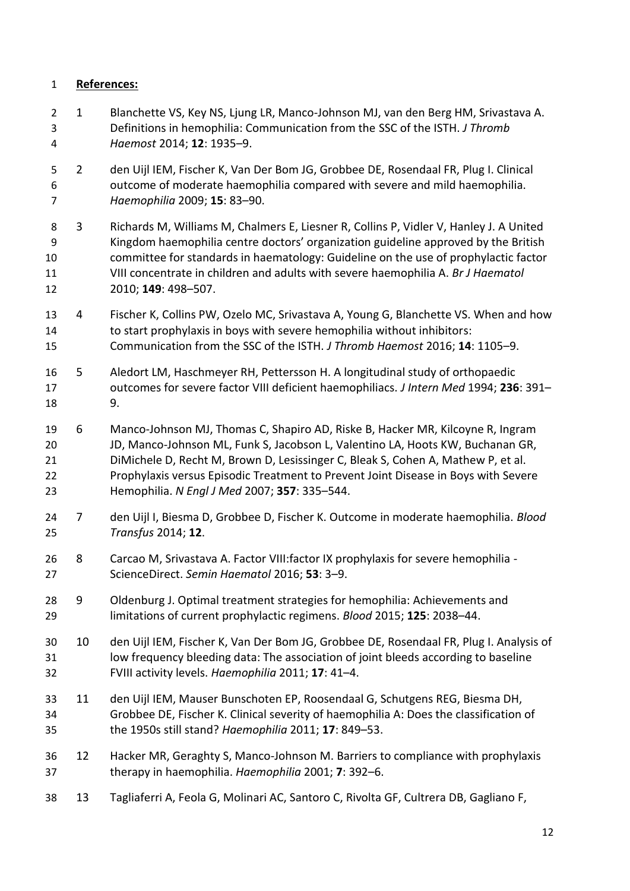**References:**

1. Blanchette VS, Key NS, Ljung LR, Manco-Johnson MJ, van den Berg HM, Srivastava A. Definitions in hemophilia: Communication from the SSC of the ISTH. *J Thromb Haemost* 2014; **12**: 1935–9.
2. den Uijl IEM, Fischer K, Van Der Bom JG, Grobbee DE, Rosendaal FR, Plug I. Clinical outcome of moderate haemophilia compared with severe and mild haemophilia. *Haemophilia* 2009; **15**: 83–90.
3. Richards M, Williams M, Chalmers E, Liesner R, Collins P, Vidler V, Hanley J. A United Kingdom haemophilia centre doctors' organization guideline approved by the British committee for standards in haematology: Guideline on the use of prophylactic factor VIII concentrate in children and adults with severe haemophilia A. *Br J Haematol* 2010; **149**: 498–507.
4. Fischer K, Collins PW, Ozelo MC, Srivastava A, Young G, Blanchette VS. When and how to start prophylaxis in boys with severe hemophilia without inhibitors: Communication from the SSC of the ISTH. *J Thromb Haemost* 2016; **14**: 1105–9.
5. Aledort LM, Haschmeyer RH, Pettersson H. A longitudinal study of orthopaedic outcomes for severe factor VIII deficient haemophiliacs. *J Intern Med* 1994; **236**: 391–9.
6. Manco-Johnson MJ, Thomas C, Shapiro AD, Riske B, Hacker MR, Kilcoyne R, Ingram JD, Manco-Johnson ML, Funk S, Jacobson L, Valentino LA, Hoots KW, Buchanan GR, DiMichele D, Recht M, Brown D, Lesissinger C, Bleak S, Cohen A, Mathew P, et al. Prophylaxis versus Episodic Treatment to Prevent Joint Disease in Boys with Severe Hemophilia. *N Engl J Med* 2007; **357**: 335–544.
7. den Uijl I, Biesma D, Grobbee D, Fischer K. Outcome in moderate haemophilia. *Blood Transfus* 2014; **12**.
8. Carcao M, Srivastava A. Factor VIII:factor IX prophylaxis for severe hemophilia - ScienceDirect. *Semin Haematol* 2016; **53**: 3–9.
9. Oldenburg J. Optimal treatment strategies for hemophilia: Achievements and limitations of current prophylactic regimens. *Blood* 2015; **125**: 2038–44.
10. den Uijl IEM, Fischer K, Van Der Bom JG, Grobbee DE, Rosendaal FR, Plug I. Analysis of low frequency bleeding data: The association of joint bleeds according to baseline FVIII activity levels. *Haemophilia* 2011; **17**: 41–4.
11. den Uijl IEM, Mauser Bunschoten EP, Roosendaal G, Schutgens REG, Biesma DH, Grobbee DE, Fischer K. Clinical severity of haemophilia A: Does the classification of the 1950s still stand? *Haemophilia* 2011; **17**: 849–53.
12. Hacker MR, Geraghty S, Manco-Johnson M. Barriers to compliance with prophylaxis therapy in haemophilia. *Haemophilia* 2001; **7**: 392–6.
13. Tagliaferri A, Feola G, Molinari AC, Santoro C, Rivolta GF, Cultrera DB, Gagliano F,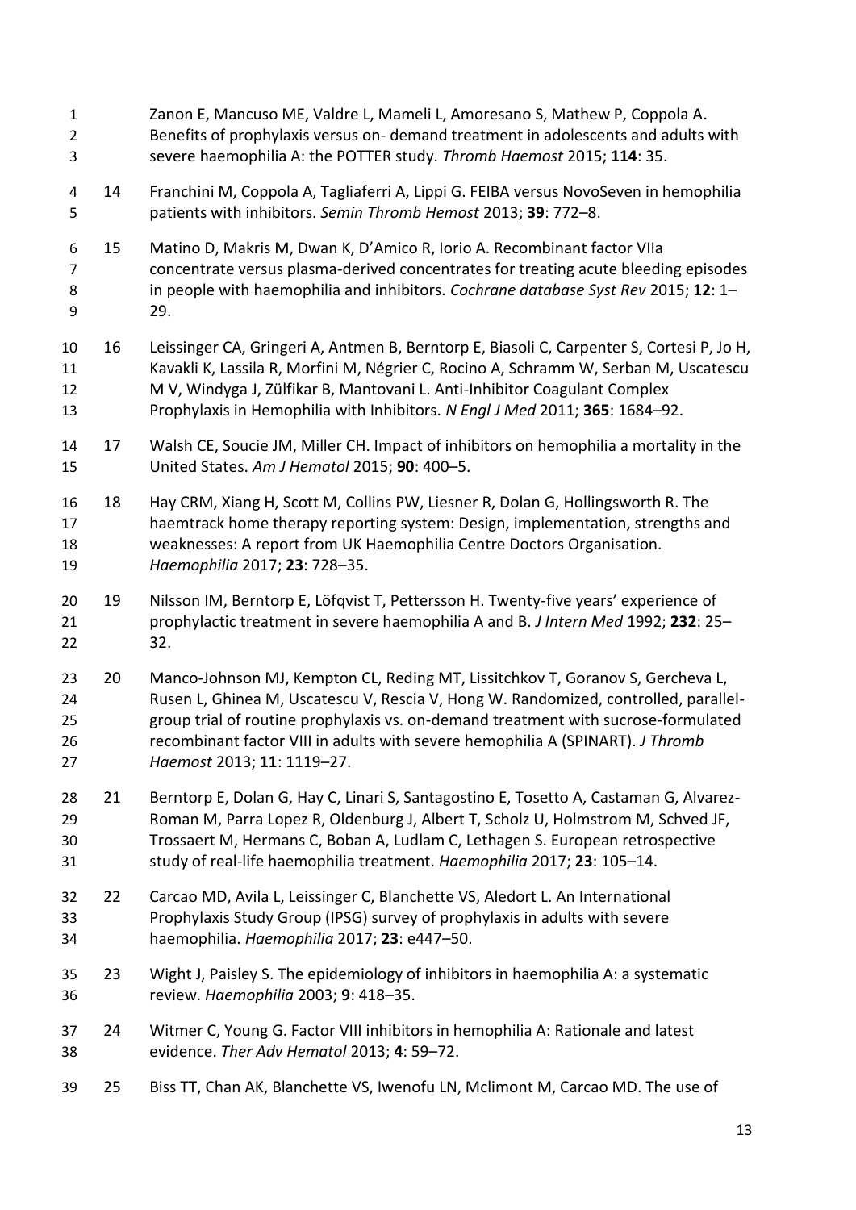Zanon E, Mancuso ME, Valdre L, Mameli L, Amoresano S, Mathew P, Coppola A. Benefits of prophylaxis versus on- demand treatment in adolescents and adults with severe haemophilia A: the POTTER study. *Thromb Haemost* 2015; **114**: 35.

14 Franchini M, Coppola A, Tagliaferri A, Lippi G. FEIBA versus NovoSeven in hemophilia patients with inhibitors. *Semin Thromb Hemost* 2013; **39**: 772–8.

15 Matino D, Makris M, Dwan K, D'Amico R, Iorio A. Recombinant factor VIIa concentrate versus plasma-derived concentrates for treating acute bleeding episodes in people with haemophilia and inhibitors. *Cochrane database Syst Rev* 2015; **12**: 1–29.

16 Leissinger CA, Gringeri A, Antmen B, Berntorp E, Biasoli C, Carpenter S, Cortesi P, Jo H, Kavakli K, Lassila R, Morfini M, Négrier C, Rocino A, Schramm W, Serban M, Uscatescu M V, Windyga J, Zülfikar B, Mantovani L. Anti-Inhibitor Coagulant Complex Prophylaxis in Hemophilia with Inhibitors. *N Engl J Med* 2011; **365**: 1684–92.

17 Walsh CE, Soucie JM, Miller CH. Impact of inhibitors on hemophilia a mortality in the United States. *Am J Hematol* 2015; **90**: 400–5.

18 Hay CRM, Xiang H, Scott M, Collins PW, Liesner R, Dolan G, Hollingsworth R. The haemtrack home therapy reporting system: Design, implementation, strengths and weaknesses: A report from UK Haemophilia Centre Doctors Organisation. *Haemophilia* 2017; **23**: 728–35.

19 Nilsson IM, Berntorp E, Löfqvist T, Pettersson H. Twenty-five years' experience of prophylactic treatment in severe haemophilia A and B. *J Intern Med* 1992; **232**: 25–32.

20 Manco-Johnson MJ, Kempton CL, Reding MT, Lissitchkov T, Goranov S, Gercheva L, Rusen L, Ghinea M, Uscatescu V, Rescia V, Hong W. Randomized, controlled, parallel-group trial of routine prophylaxis vs. on-demand treatment with sucrose-formulated recombinant factor VIII in adults with severe hemophilia A (SPINART). *J Thromb Haemost* 2013; **11**: 1119–27.

21 Berntorp E, Dolan G, Hay C, Linari S, Santagostino E, Tosetto A, Castaman G, Alvarez-Roman M, Parra Lopez R, Oldenburg J, Albert T, Scholz U, Holmstrom M, Schved JF, Trossaert M, Hermans C, Boban A, Ludlam C, Lethagen S. European retrospective study of real-life haemophilia treatment. *Haemophilia* 2017; **23**: 105–14.

22 Carcao MD, Avila L, Leissinger C, Blanchette VS, Aledort L. An International Prophylaxis Study Group (IPSG) survey of prophylaxis in adults with severe haemophilia. *Haemophilia* 2017; **23**: e447–50.

23 Wight J, Paisley S. The epidemiology of inhibitors in haemophilia A: a systematic review. *Haemophilia* 2003; **9**: 418–35.

24 Witmer C, Young G. Factor VIII inhibitors in hemophilia A: Rationale and latest evidence. *Ther Adv Hematol* 2013; **4**: 59–72.

25 Biss TT, Chan AK, Blanchette VS, Iwenofu LN, Mclimont M, Carcao MD. The use of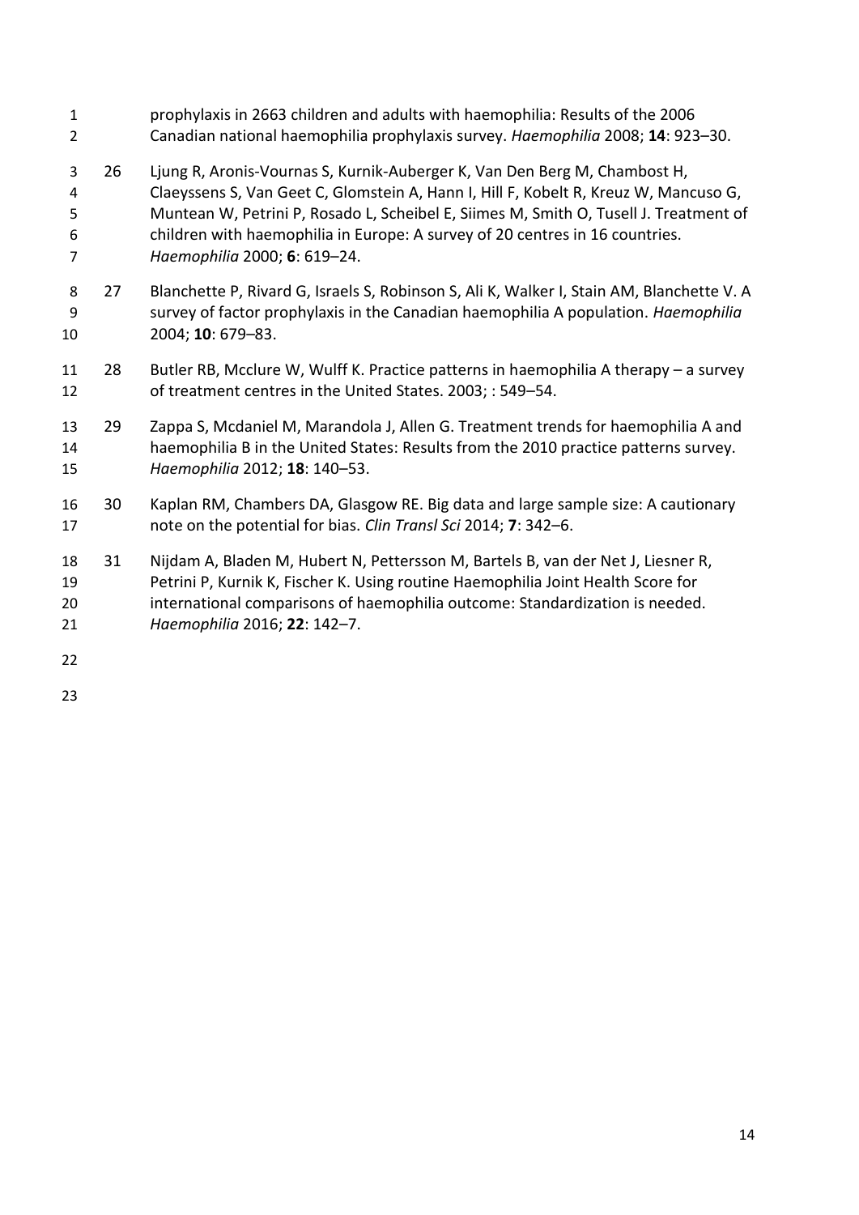prophylaxis in 2663 children and adults with haemophilia: Results of the 2006 Canadian national haemophilia prophylaxis survey. *Haemophilia* 2008; **14**: 923–30.

26 Ljung R, Aronis-Vournas S, Kurnik-Auberger K, Van Den Berg M, Chambost H, Claeyssens S, Van Geet C, Glomstein A, Hann I, Hill F, Kobelt R, Kreuz W, Mancuso G, Muntean W, Petrini P, Rosado L, Scheibel E, Siimes M, Smith O, Tusell J. Treatment of children with haemophilia in Europe: A survey of 20 centres in 16 countries. *Haemophilia* 2000; **6**: 619–24.

27 Blanchette P, Rivard G, Israels S, Robinson S, Ali K, Walker I, Stain AM, Blanchette V. A survey of factor prophylaxis in the Canadian haemophilia A population. *Haemophilia* 2004; **10**: 679–83.

28 Butler RB, Mcclure W, Wulff K. Practice patterns in haemophilia A therapy – a survey of treatment centres in the United States. 2003; : 549–54.

29 Zappa S, Mcdaniel M, Marandola J, Allen G. Treatment trends for haemophilia A and haemophilia B in the United States: Results from the 2010 practice patterns survey. *Haemophilia* 2012; **18**: 140–53.

30 Kaplan RM, Chambers DA, Glasgow RE. Big data and large sample size: A cautionary note on the potential for bias. *Clin Transl Sci* 2014; **7**: 342–6.

31 Nijdam A, Bladen M, Hubert N, Pettersson M, Bartels B, van der Net J, Liesner R, Petrini P, Kurnik K, Fischer K. Using routine Haemophilia Joint Health Score for international comparisons of haemophilia outcome: Standardization is needed. *Haemophilia* 2016; **22**: 142–7.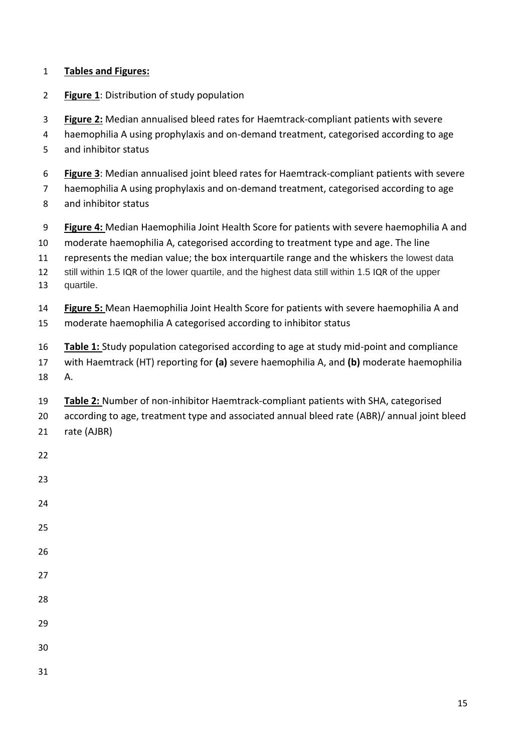**Tables and Figures:**

**Figure 1**: Distribution of study population

**Figure 2:** Median annualised bleed rates for Haemtrack-compliant patients with severe haemophilia A using prophylaxis and on-demand treatment, categorised according to age and inhibitor status

**Figure 3**: Median annualised joint bleed rates for Haemtrack-compliant patients with severe haemophilia A using prophylaxis and on-demand treatment, categorised according to age and inhibitor status

**Figure 4:** Median Haemophilia Joint Health Score for patients with severe haemophilia A and moderate haemophilia A, categorised according to treatment type and age. The line represents the median value; the box interquartile range and the whiskers the lowest data still within 1.5 IQR of the lower quartile, and the highest data still within 1.5 IQR of the upper quartile.

**Figure 5:** Mean Haemophilia Joint Health Score for patients with severe haemophilia A and moderate haemophilia A categorised according to inhibitor status

**Table 1:** Study population categorised according to age at study mid-point and compliance with Haemtrack (HT) reporting for **(a)** severe haemophilia A, and **(b)** moderate haemophilia A.

**Table 2:** Number of non-inhibitor Haemtrack-compliant patients with SHA, categorised according to age, treatment type and associated annual bleed rate (ABR)/ annual joint bleed rate (AJBR)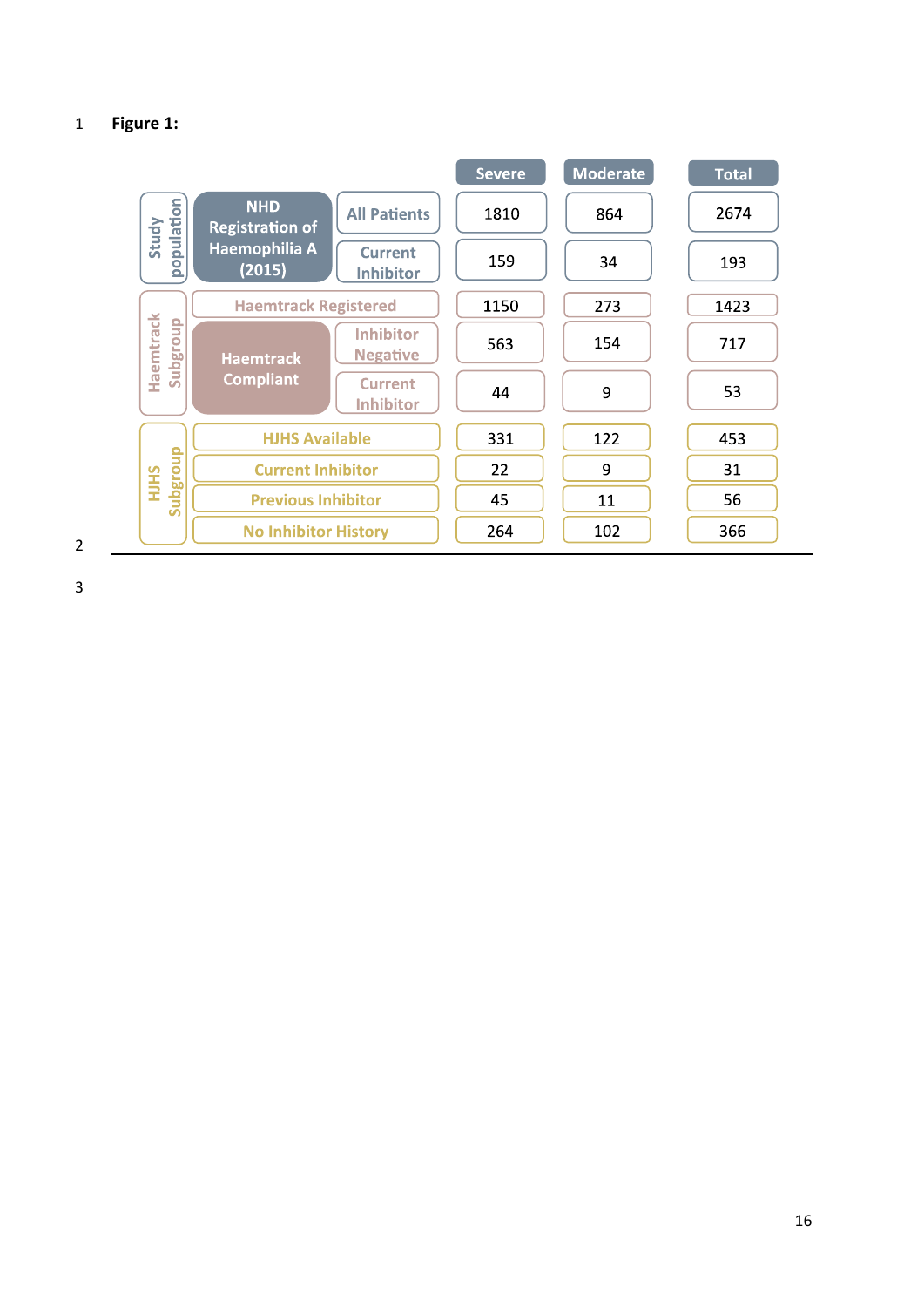**Figure 1:**

| | | | Severe | Moderate | Total |
|---|---|---|---|---|---|
| Study population | NHD Registration of Haemophilia A (2015) | All Patients | 1810 | 864 | 2674 |
| | | Current Inhibitor | 159 | 34 | 193 |
| Haemtrack Subgroup | Haemtrack Registered | | 1150 | 273 | 1423 |
| | Haemtrack Compliant | Inhibitor Negative | 563 | 154 | 717 |
| | | Current Inhibitor | 44 | 9 | 53 |
| HJHS Subgroup | HJHS Available | | 331 | 122 | 453 |
| | Current Inhibitor | | 22 | 9 | 31 |
| | Previous Inhibitor | | 45 | 11 | 56 |
| | No Inhibitor History | | 264 | 102 | 366 |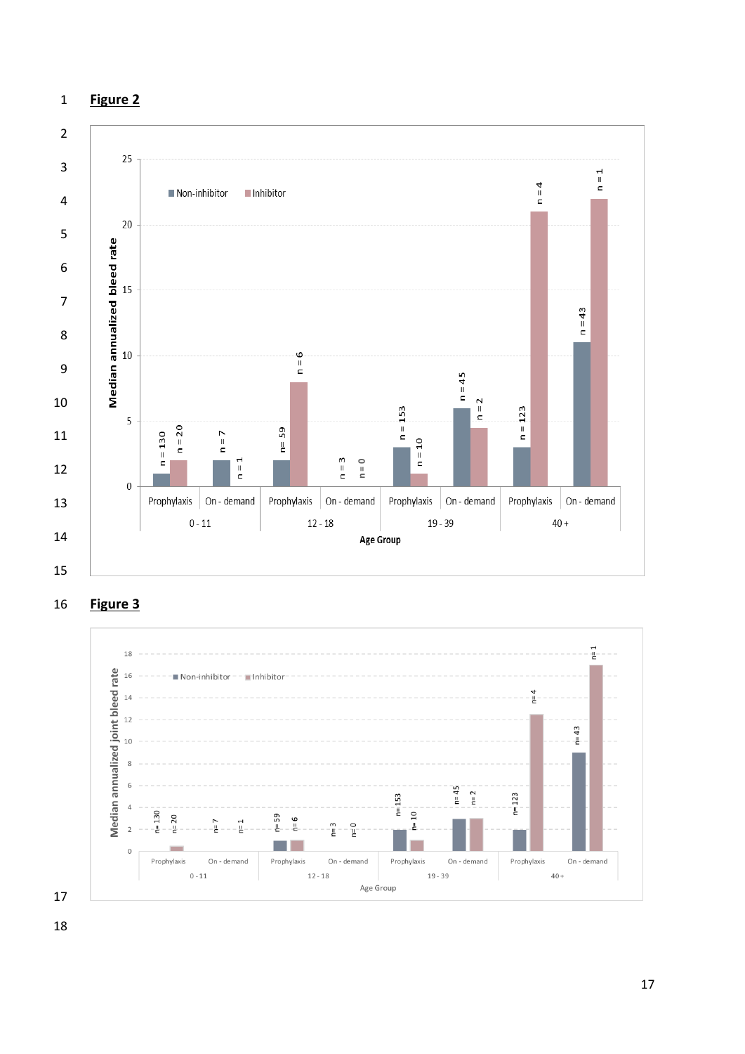**Figure 2**

**Figure 3**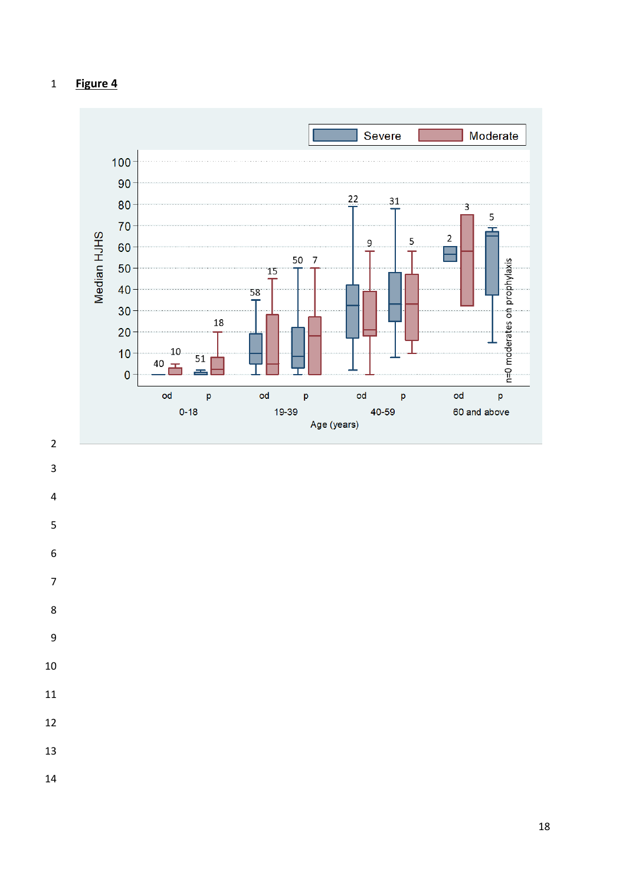**Figure 4**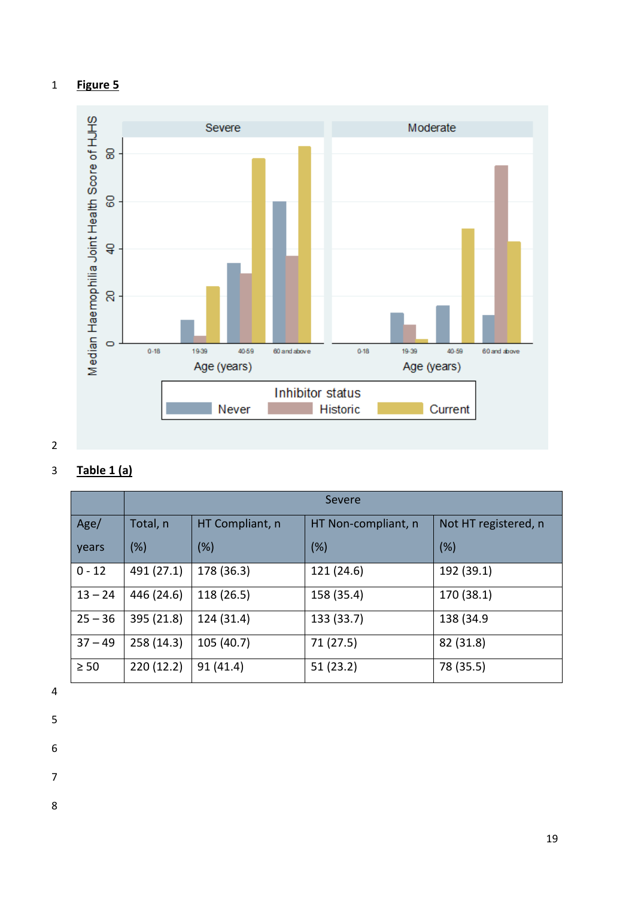**Figure 5**

**Table 1 (a)**

| Age/ years | Severe | | | |
|---|---|---|---|---|
| | Total, n (%) | HT Compliant, n (%) | HT Non-compliant, n (%) | Not HT registered, n (%) |
| 0 - 12 | 491 (27.1) | 178 (36.3) | 121 (24.6) | 192 (39.1) |
| 13 – 24 | 446 (24.6) | 118 (26.5) | 158 (35.4) | 170 (38.1) |
| 25 – 36 | 395 (21.8) | 124 (31.4) | 133 (33.7) | 138 (34.9 |
| 37 – 49 | 258 (14.3) | 105 (40.7) | 71 (27.5) | 82 (31.8) |
| ≥ 50 | 220 (12.2) | 91 (41.4) | 51 (23.2) | 78 (35.5) |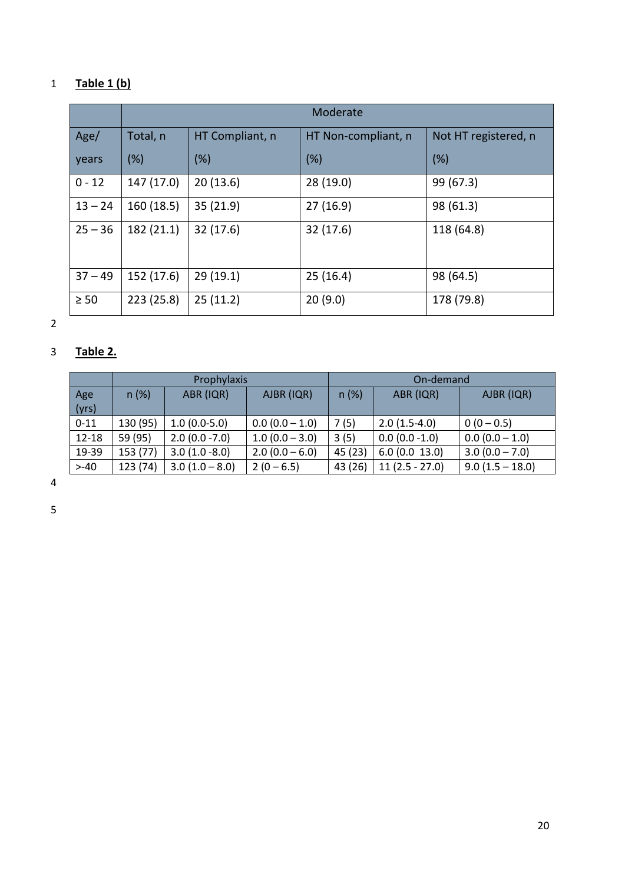**Table 1 (b)**

| | Moderate | | | |
|---|---|---|---|---|
| Age/ years | Total, n (%) | HT Compliant, n (%) | HT Non-compliant, n (%) | Not HT registered, n (%) |
| 0 - 12 | 147 (17.0) | 20 (13.6) | 28 (19.0) | 99 (67.3) |
| 13 – 24 | 160 (18.5) | 35 (21.9) | 27 (16.9) | 98 (61.3) |
| 25 – 36 | 182 (21.1) | 32 (17.6) | 32 (17.6) | 118 (64.8) |
| 37 – 49 | 152 (17.6) | 29 (19.1) | 25 (16.4) | 98 (64.5) |
| ≥ 50 | 223 (25.8) | 25 (11.2) | 20 (9.0) | 178 (79.8) |

**Table 2.**

| | Prophylaxis | | | On-demand | | |
|---|---|---|---|---|---|---|
| Age (yrs) | n (%) | ABR (IQR) | AJBR (IQR) | n (%) | ABR (IQR) | AJBR (IQR) |
| 0-11 | 130 (95) | 1.0 (0.0-5.0) | 0.0 (0.0 – 1.0) | 7 (5) | 2.0 (1.5-4.0) | 0 (0 – 0.5) |
| 12-18 | 59 (95) | 2.0 (0.0 -7.0) | 1.0 (0.0 – 3.0) | 3 (5) | 0.0 (0.0 -1.0) | 0.0 (0.0 – 1.0) |
| 19-39 | 153 (77) | 3.0 (1.0 -8.0) | 2.0 (0.0 – 6.0) | 45 (23) | 6.0 (0.0 13.0) | 3.0 (0.0 – 7.0) |
| >-40 | 123 (74) | 3.0 (1.0 – 8.0) | 2 (0 – 6.5) | 43 (26) | 11 (2.5 - 27.0) | 9.0 (1.5 – 18.0) |